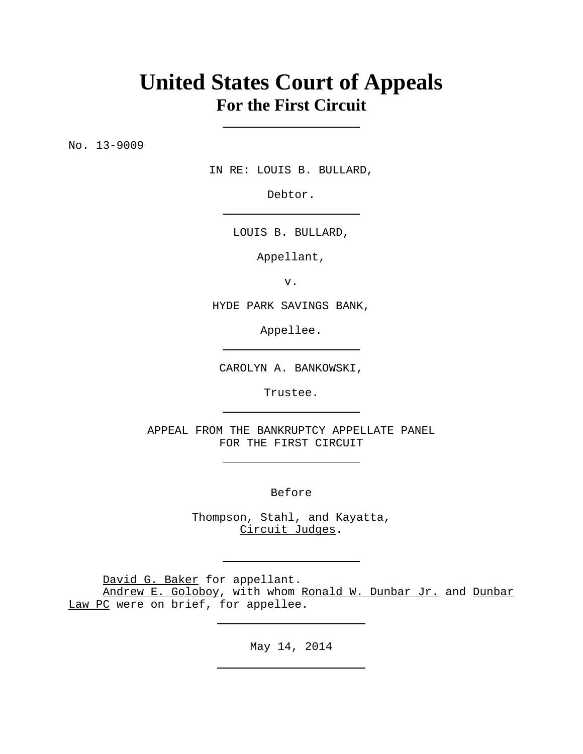# United States Court of Appeals
## For the First Circuit

---

No. 13-9009

IN RE: LOUIS B. BULLARD,

Debtor.

---

LOUIS B. BULLARD,

Appellant,

v.

HYDE PARK SAVINGS BANK,

Appellee.

---

CAROLYN A. BANKOWSKI,

Trustee.

---

APPEAL FROM THE BANKRUPTCY APPELLATE PANEL
FOR THE FIRST CIRCUIT

---

Before

Thompson, Stahl, and Kayatta,
Circuit Judges.

---

David G. Baker for appellant.
Andrew E. Goloboy, with whom Ronald W. Dunbar Jr. and Dunbar Law PC were on brief, for appellee.

---

May 14, 2014

---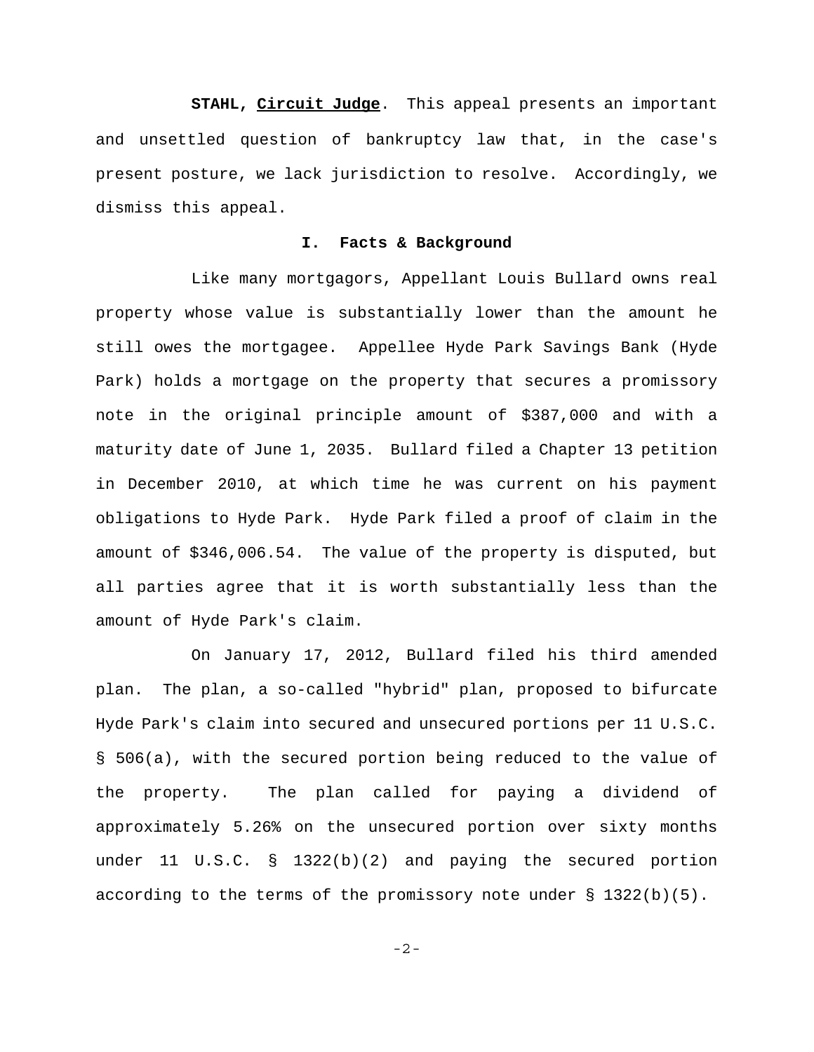**STAHL, Circuit Judge**. This appeal presents an important and unsettled question of bankruptcy law that, in the case's present posture, we lack jurisdiction to resolve. Accordingly, we dismiss this appeal.

## I. Facts & Background

Like many mortgagors, Appellant Louis Bullard owns real property whose value is substantially lower than the amount he still owes the mortgagee. Appellee Hyde Park Savings Bank (Hyde Park) holds a mortgage on the property that secures a promissory note in the original principle amount of $387,000 and with a maturity date of June 1, 2035. Bullard filed a Chapter 13 petition in December 2010, at which time he was current on his payment obligations to Hyde Park. Hyde Park filed a proof of claim in the amount of $346,006.54. The value of the property is disputed, but all parties agree that it is worth substantially less than the amount of Hyde Park's claim.

On January 17, 2012, Bullard filed his third amended plan. The plan, a so-called "hybrid" plan, proposed to bifurcate Hyde Park's claim into secured and unsecured portions per 11 U.S.C. § 506(a), with the secured portion being reduced to the value of the property. The plan called for paying a dividend of approximately 5.26% on the unsecured portion over sixty months under 11 U.S.C. § 1322(b)(2) and paying the secured portion according to the terms of the promissory note under § 1322(b)(5).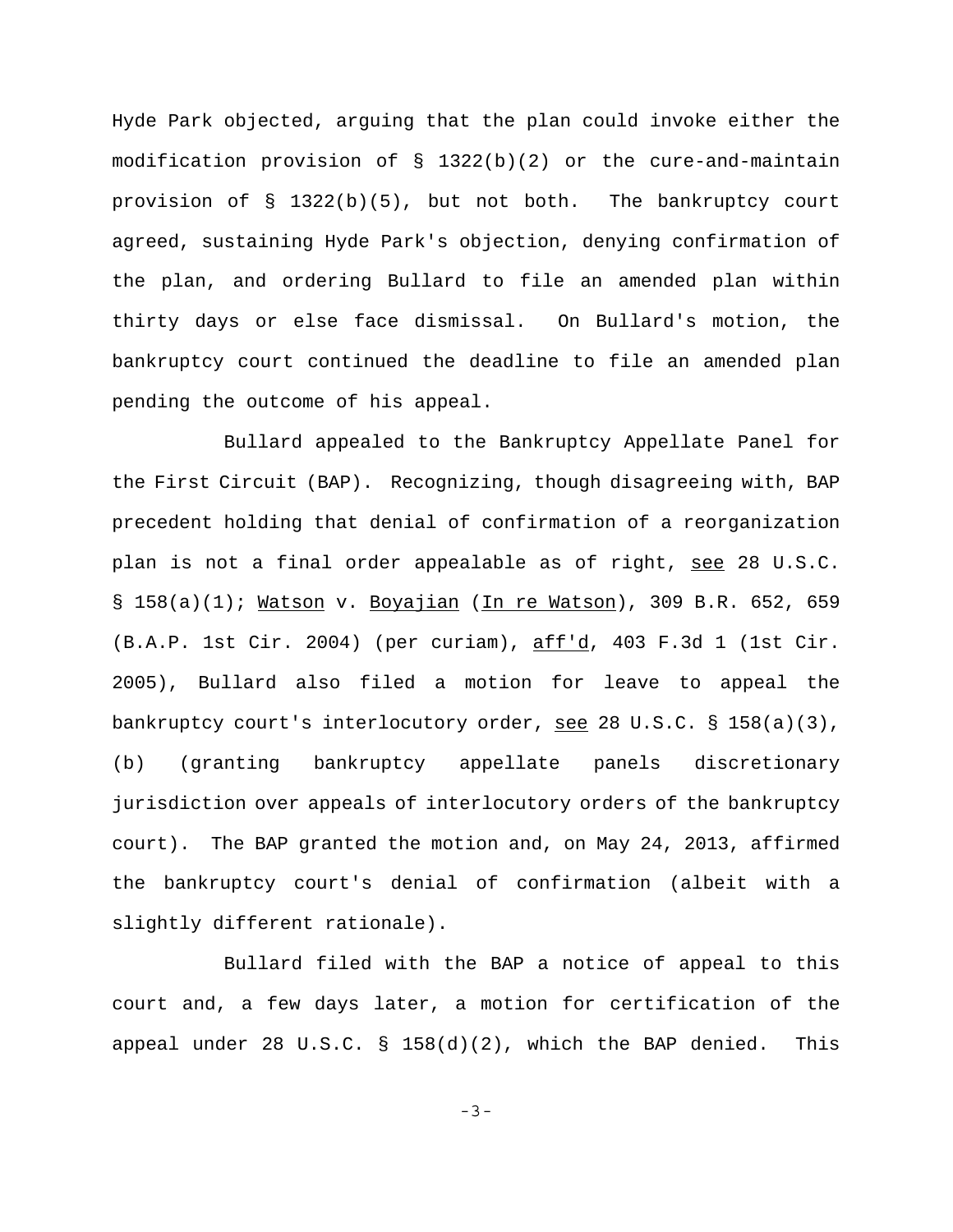Hyde Park objected, arguing that the plan could invoke either the modification provision of § 1322(b)(2) or the cure-and-maintain provision of § 1322(b)(5), but not both. The bankruptcy court agreed, sustaining Hyde Park's objection, denying confirmation of the plan, and ordering Bullard to file an amended plan within thirty days or else face dismissal. On Bullard's motion, the bankruptcy court continued the deadline to file an amended plan pending the outcome of his appeal.

Bullard appealed to the Bankruptcy Appellate Panel for the First Circuit (BAP). Recognizing, though disagreeing with, BAP precedent holding that denial of confirmation of a reorganization plan is not a final order appealable as of right, _see_ 28 U.S.C. § 158(a)(1); _Watson_ v. _Boyajian_ (_In re Watson_), 309 B.R. 652, 659 (B.A.P. 1st Cir. 2004) (per curiam), _aff'd_, 403 F.3d 1 (1st Cir. 2005), Bullard also filed a motion for leave to appeal the bankruptcy court's interlocutory order, _see_ 28 U.S.C. § 158(a)(3), (b) (granting bankruptcy appellate panels discretionary jurisdiction over appeals of interlocutory orders of the bankruptcy court). The BAP granted the motion and, on May 24, 2013, affirmed the bankruptcy court's denial of confirmation (albeit with a slightly different rationale).

Bullard filed with the BAP a notice of appeal to this court and, a few days later, a motion for certification of the appeal under 28 U.S.C. § 158(d)(2), which the BAP denied. This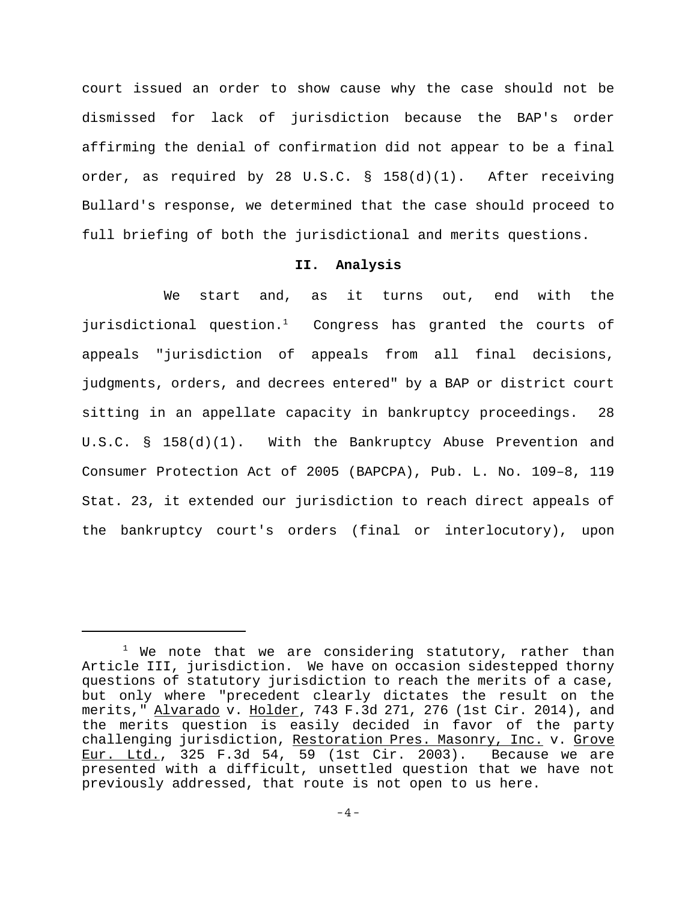court issued an order to show cause why the case should not be dismissed for lack of jurisdiction because the BAP's order affirming the denial of confirmation did not appear to be a final order, as required by 28 U.S.C. § 158(d)(1). After receiving Bullard's response, we determined that the case should proceed to full briefing of both the jurisdictional and merits questions.

## II. Analysis

We start and, as it turns out, end with the jurisdictional question.[1] Congress has granted the courts of appeals "jurisdiction of appeals from all final decisions, judgments, orders, and decrees entered" by a BAP or district court sitting in an appellate capacity in bankruptcy proceedings. 28 U.S.C. § 158(d)(1). With the Bankruptcy Abuse Prevention and Consumer Protection Act of 2005 (BAPCPA), Pub. L. No. 109–8, 119 Stat. 23, it extended our jurisdiction to reach direct appeals of the bankruptcy court's orders (final or interlocutory), upon

---

[1] We note that we are considering statutory, rather than Article III, jurisdiction. We have on occasion sidestepped thorny questions of statutory jurisdiction to reach the merits of a case, but only where "precedent clearly dictates the result on the merits," Alvarado v. Holder, 743 F.3d 271, 276 (1st Cir. 2014), and the merits question is easily decided in favor of the party challenging jurisdiction, Restoration Pres. Masonry, Inc. v. Grove Eur. Ltd., 325 F.3d 54, 59 (1st Cir. 2003). Because we are presented with a difficult, unsettled question that we have not previously addressed, that route is not open to us here.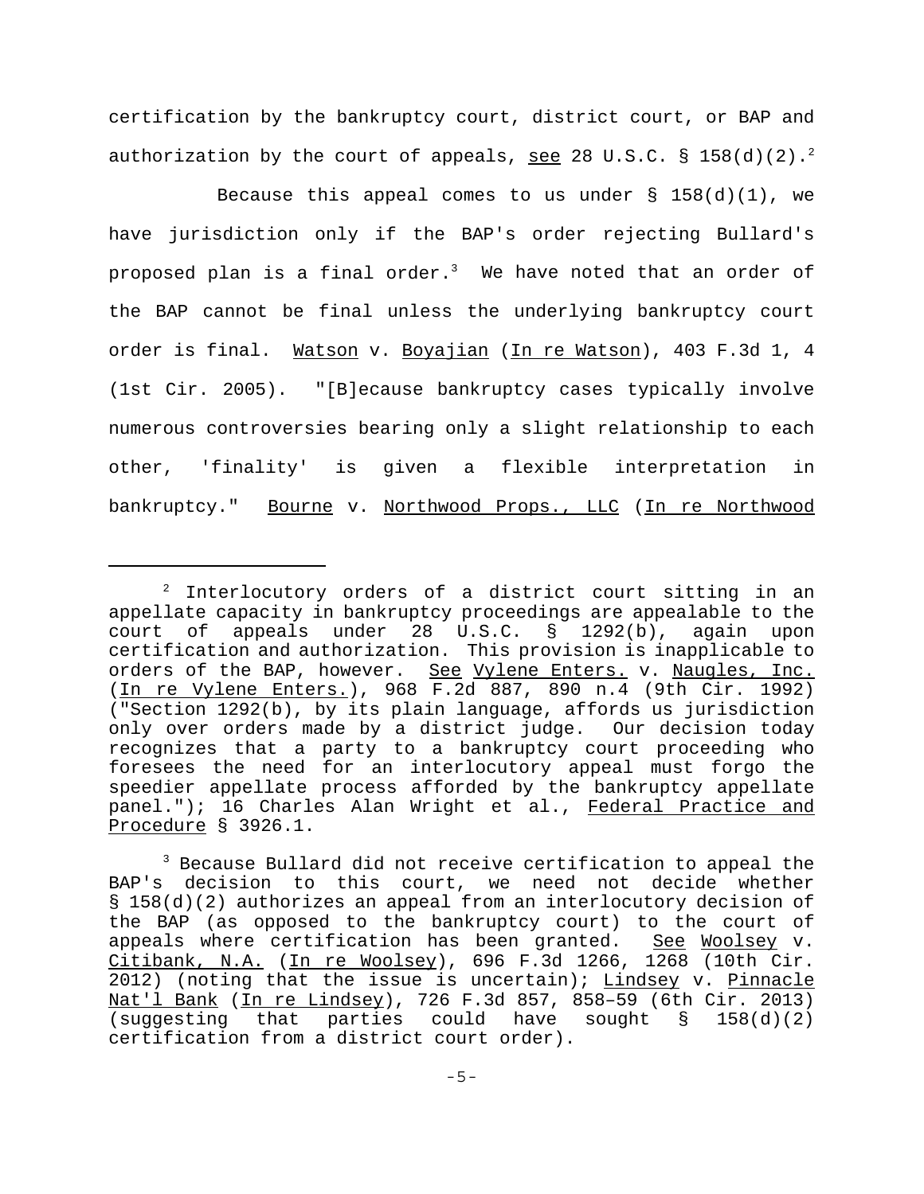certification by the bankruptcy court, district court, or BAP and authorization by the court of appeals, see 28 U.S.C. § 158(d)(2).[2]

Because this appeal comes to us under § 158(d)(1), we have jurisdiction only if the BAP's order rejecting Bullard's proposed plan is a final order.[3] We have noted that an order of the BAP cannot be final unless the underlying bankruptcy court order is final. Watson v. Boyajian (In re Watson), 403 F.3d 1, 4 (1st Cir. 2005). "[B]ecause bankruptcy cases typically involve numerous controversies bearing only a slight relationship to each other, 'finality' is given a flexible interpretation in bankruptcy." Bourne v. Northwood Props., LLC (In re Northwood

---

[2] Interlocutory orders of a district court sitting in an appellate capacity in bankruptcy proceedings are appealable to the court of appeals under 28 U.S.C. § 1292(b), again upon certification and authorization. This provision is inapplicable to orders of the BAP, however. See Vylene Enters. v. Naugles, Inc. (In re Vylene Enters.), 968 F.2d 887, 890 n.4 (9th Cir. 1992) ("Section 1292(b), by its plain language, affords us jurisdiction only over orders made by a district judge. Our decision today recognizes that a party to a bankruptcy court proceeding who foresees the need for an interlocutory appeal must forgo the speedier appellate process afforded by the bankruptcy appellate panel."); 16 Charles Alan Wright et al., Federal Practice and Procedure § 3926.1.

[3] Because Bullard did not receive certification to appeal the BAP's decision to this court, we need not decide whether § 158(d)(2) authorizes an appeal from an interlocutory decision of the BAP (as opposed to the bankruptcy court) to the court of appeals where certification has been granted. See Woolsey v. Citibank, N.A. (In re Woolsey), 696 F.3d 1266, 1268 (10th Cir. 2012) (noting that the issue is uncertain); Lindsey v. Pinnacle Nat'l Bank (In re Lindsey), 726 F.3d 857, 858–59 (6th Cir. 2013) (suggesting that parties could have sought § 158(d)(2) certification from a district court order).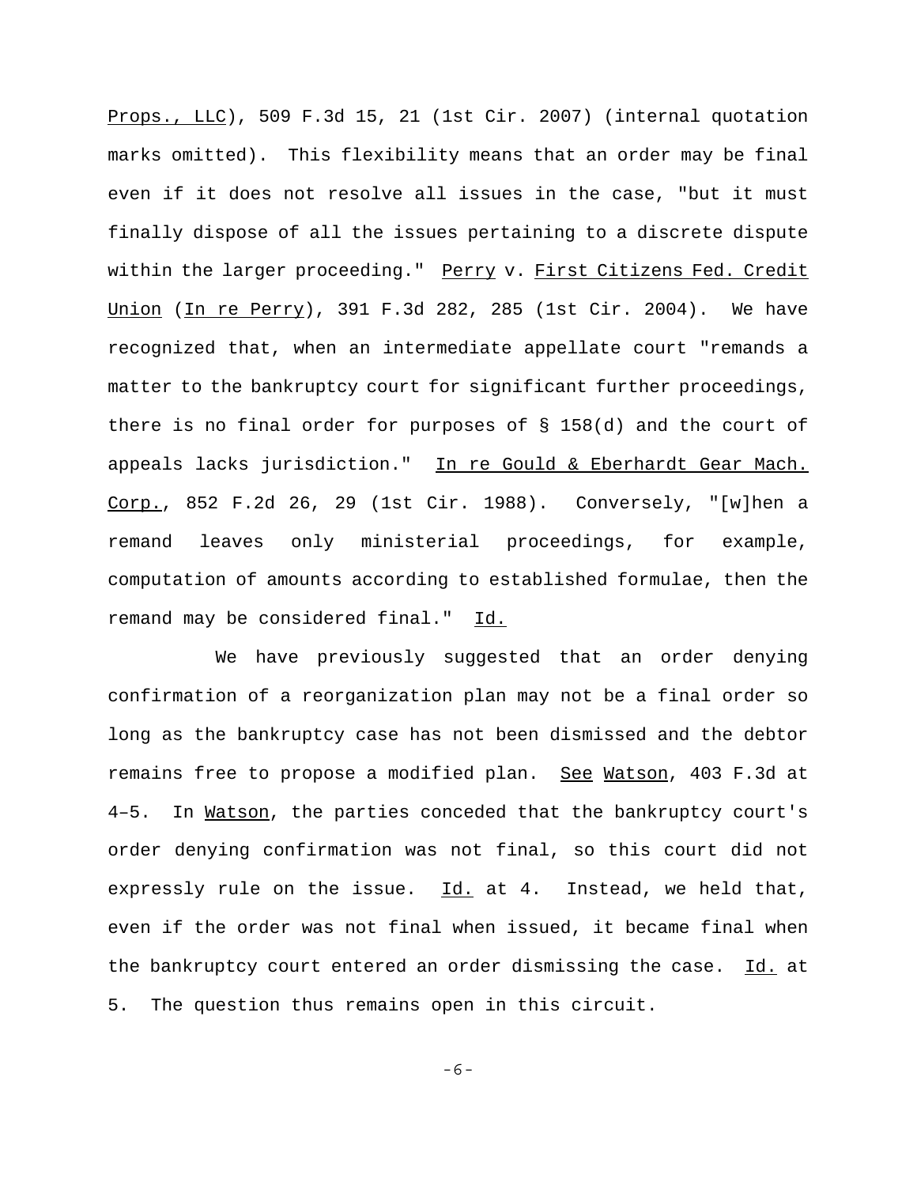Props., LLC), 509 F.3d 15, 21 (1st Cir. 2007) (internal quotation marks omitted). This flexibility means that an order may be final even if it does not resolve all issues in the case, "but it must finally dispose of all the issues pertaining to a discrete dispute within the larger proceeding." Perry v. First Citizens Fed. Credit Union (In re Perry), 391 F.3d 282, 285 (1st Cir. 2004). We have recognized that, when an intermediate appellate court "remands a matter to the bankruptcy court for significant further proceedings, there is no final order for purposes of § 158(d) and the court of appeals lacks jurisdiction." In re Gould & Eberhardt Gear Mach. Corp., 852 F.2d 26, 29 (1st Cir. 1988). Conversely, "[w]hen a remand leaves only ministerial proceedings, for example, computation of amounts according to established formulae, then the remand may be considered final." Id.

We have previously suggested that an order denying confirmation of a reorganization plan may not be a final order so long as the bankruptcy case has not been dismissed and the debtor remains free to propose a modified plan. See Watson, 403 F.3d at 4–5. In Watson, the parties conceded that the bankruptcy court's order denying confirmation was not final, so this court did not expressly rule on the issue. Id. at 4. Instead, we held that, even if the order was not final when issued, it became final when the bankruptcy court entered an order dismissing the case. Id. at 5. The question thus remains open in this circuit.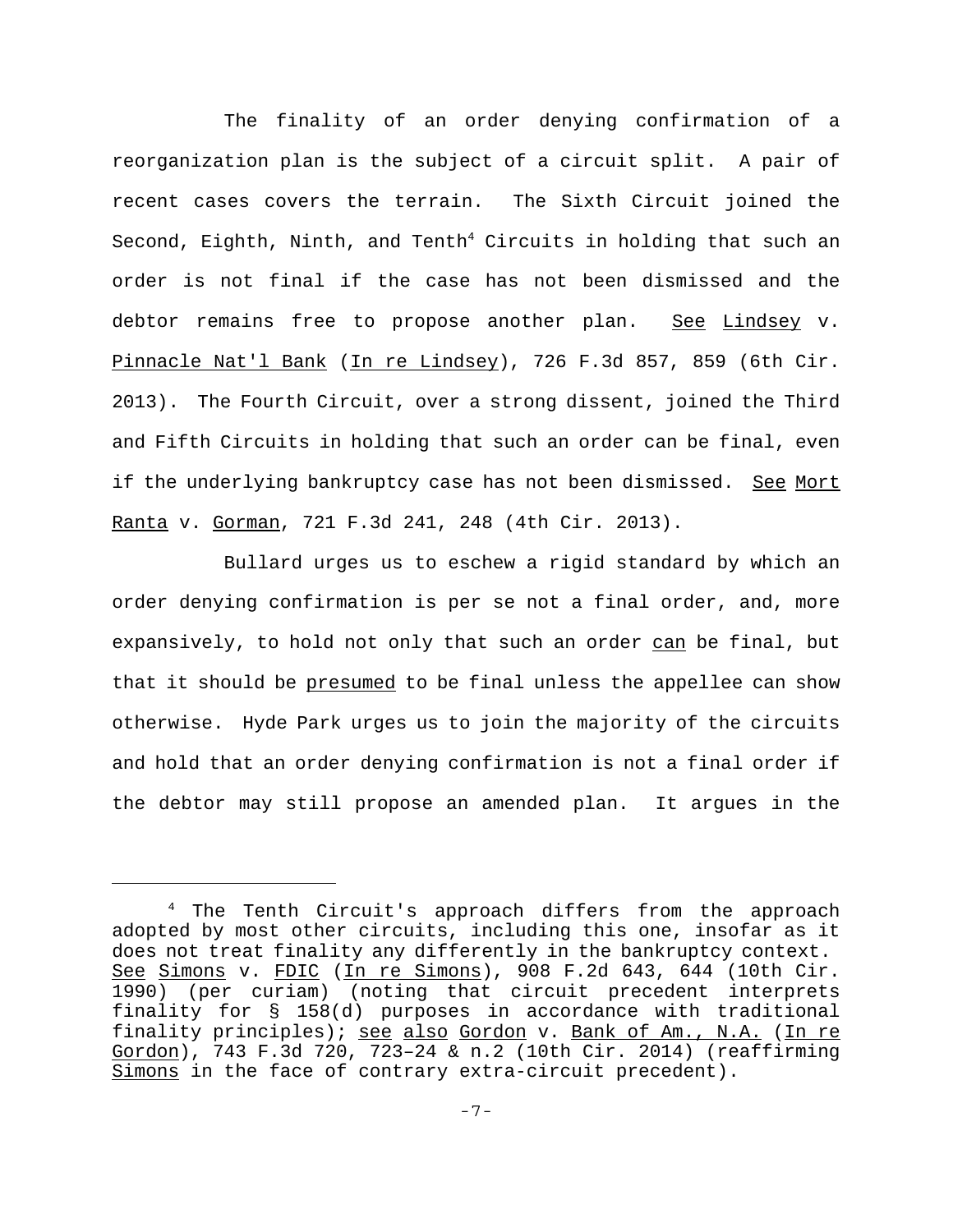The finality of an order denying confirmation of a reorganization plan is the subject of a circuit split. A pair of recent cases covers the terrain. The Sixth Circuit joined the Second, Eighth, Ninth, and Tenth[4] Circuits in holding that such an order is not final if the case has not been dismissed and the debtor remains free to propose another plan. See Lindsey v. Pinnacle Nat'l Bank (In re Lindsey), 726 F.3d 857, 859 (6th Cir. 2013). The Fourth Circuit, over a strong dissent, joined the Third and Fifth Circuits in holding that such an order can be final, even if the underlying bankruptcy case has not been dismissed. See Mort Ranta v. Gorman, 721 F.3d 241, 248 (4th Cir. 2013).

Bullard urges us to eschew a rigid standard by which an order denying confirmation is per se not a final order, and, more expansively, to hold not only that such an order can be final, but that it should be presumed to be final unless the appellee can show otherwise. Hyde Park urges us to join the majority of the circuits and hold that an order denying confirmation is not a final order if the debtor may still propose an amended plan. It argues in the

---

[4] The Tenth Circuit's approach differs from the approach adopted by most other circuits, including this one, insofar as it does not treat finality any differently in the bankruptcy context. See Simons v. FDIC (In re Simons), 908 F.2d 643, 644 (10th Cir. 1990) (per curiam) (noting that circuit precedent interprets finality for § 158(d) purposes in accordance with traditional finality principles); see also Gordon v. Bank of Am., N.A. (In re Gordon), 743 F.3d 720, 723–24 & n.2 (10th Cir. 2014) (reaffirming Simons in the face of contrary extra-circuit precedent).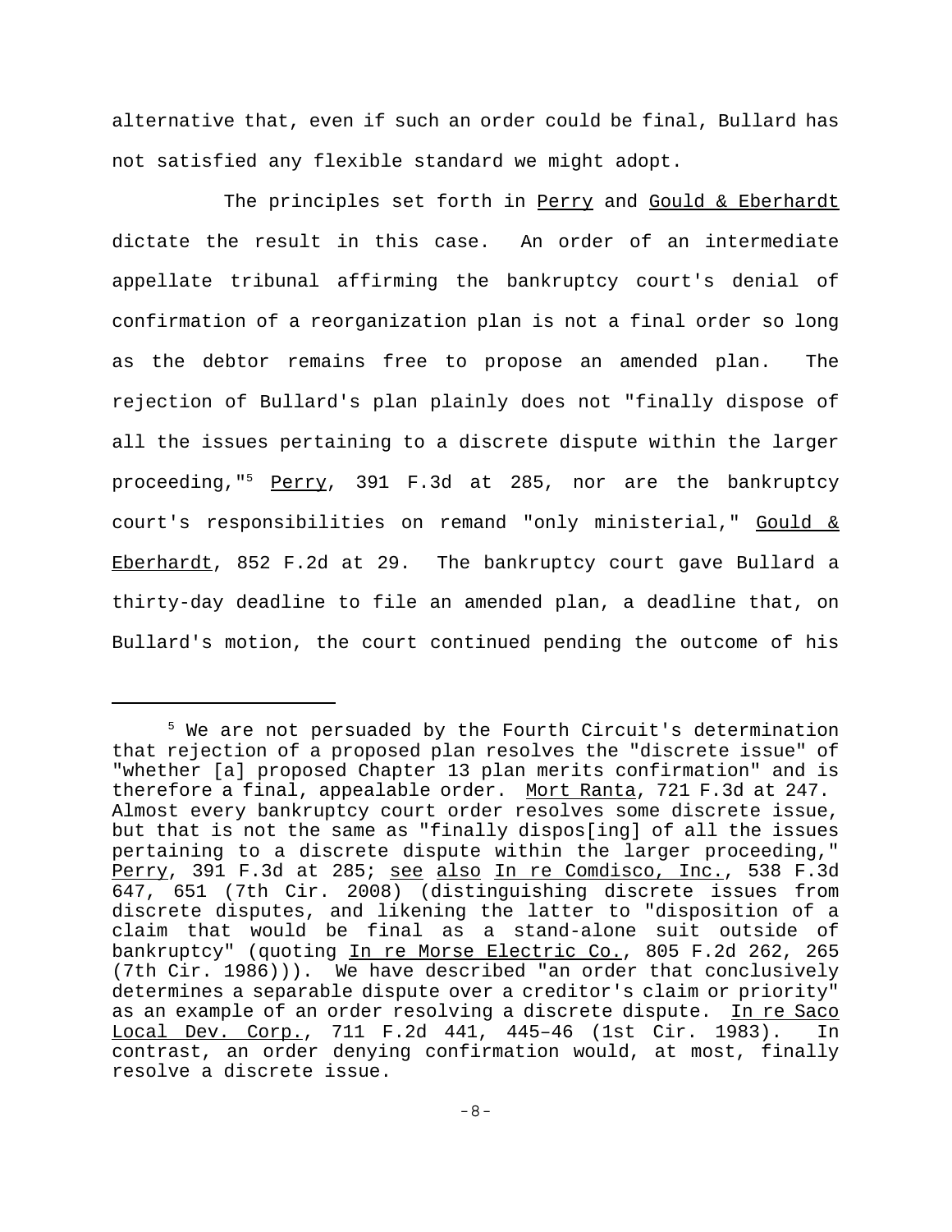alternative that, even if such an order could be final, Bullard has not satisfied any flexible standard we might adopt.

The principles set forth in Perry and Gould & Eberhardt dictate the result in this case. An order of an intermediate appellate tribunal affirming the bankruptcy court's denial of confirmation of a reorganization plan is not a final order so long as the debtor remains free to propose an amended plan. The rejection of Bullard's plan plainly does not "finally dispose of all the issues pertaining to a discrete dispute within the larger proceeding,"[5] Perry, 391 F.3d at 285, nor are the bankruptcy court's responsibilities on remand "only ministerial," Gould & Eberhardt, 852 F.2d at 29. The bankruptcy court gave Bullard a thirty-day deadline to file an amended plan, a deadline that, on Bullard's motion, the court continued pending the outcome of his

---

[5] We are not persuaded by the Fourth Circuit's determination that rejection of a proposed plan resolves the "discrete issue" of "whether [a] proposed Chapter 13 plan merits confirmation" and is therefore a final, appealable order. Mort Ranta, 721 F.3d at 247. Almost every bankruptcy court order resolves some discrete issue, but that is not the same as "finally dispos[ing] of all the issues pertaining to a discrete dispute within the larger proceeding," Perry, 391 F.3d at 285; see also In re Comdisco, Inc., 538 F.3d 647, 651 (7th Cir. 2008) (distinguishing discrete issues from discrete disputes, and likening the latter to "disposition of a claim that would be final as a stand-alone suit outside of bankruptcy" (quoting In re Morse Electric Co., 805 F.2d 262, 265 (7th Cir. 1986))). We have described "an order that conclusively determines a separable dispute over a creditor's claim or priority" as an example of an order resolving a discrete dispute. In re Saco Local Dev. Corp., 711 F.2d 441, 445–46 (1st Cir. 1983). In contrast, an order denying confirmation would, at most, finally resolve a discrete issue.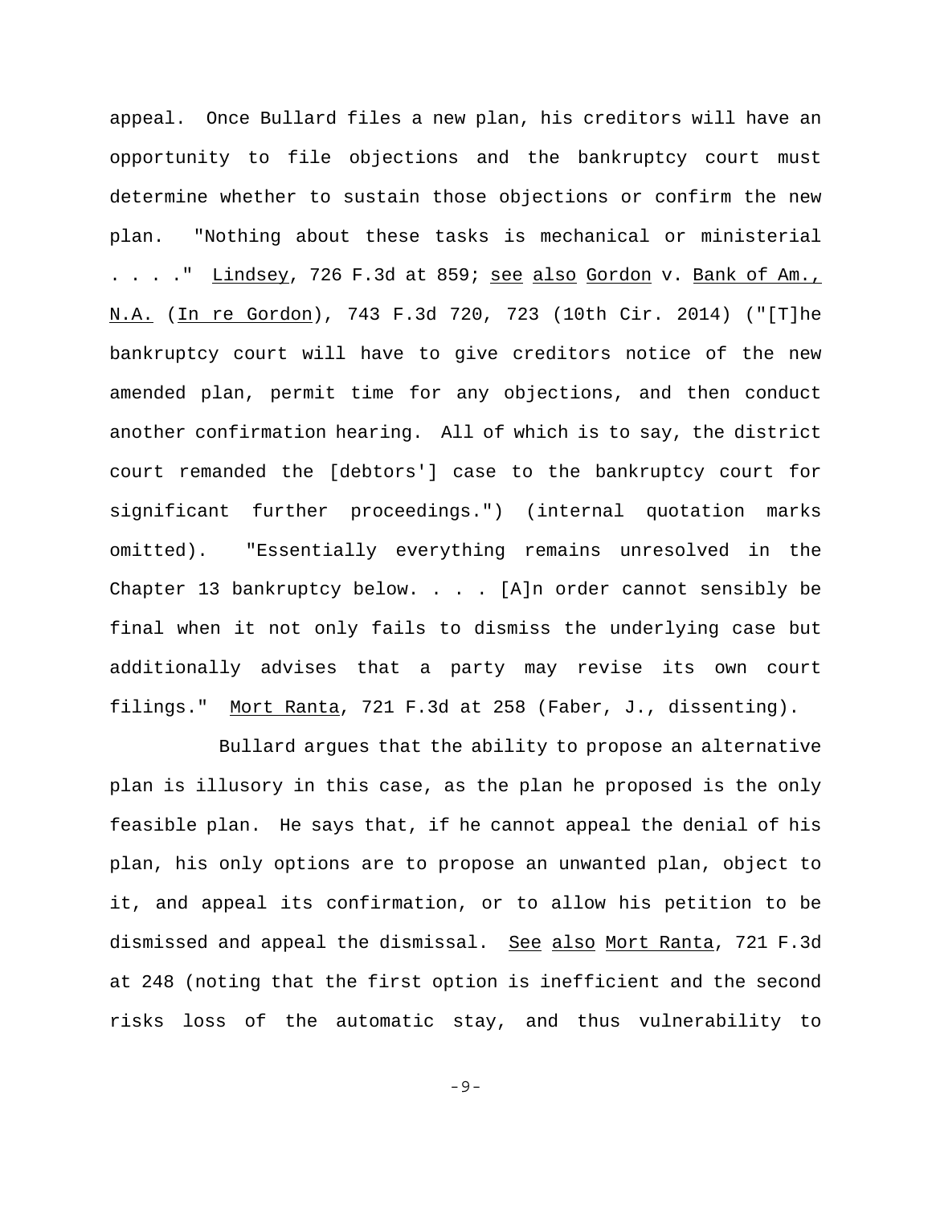appeal. Once Bullard files a new plan, his creditors will have an opportunity to file objections and the bankruptcy court must determine whether to sustain those objections or confirm the new plan. "Nothing about these tasks is mechanical or ministerial . . . ." Lindsey, 726 F.3d at 859; see also Gordon v. Bank of Am., N.A. (In re Gordon), 743 F.3d 720, 723 (10th Cir. 2014) ("[T]he bankruptcy court will have to give creditors notice of the new amended plan, permit time for any objections, and then conduct another confirmation hearing. All of which is to say, the district court remanded the [debtors'] case to the bankruptcy court for significant further proceedings.") (internal quotation marks omitted). "Essentially everything remains unresolved in the Chapter 13 bankruptcy below. . . . [A]n order cannot sensibly be final when it not only fails to dismiss the underlying case but additionally advises that a party may revise its own court filings." Mort Ranta, 721 F.3d at 258 (Faber, J., dissenting).

Bullard argues that the ability to propose an alternative plan is illusory in this case, as the plan he proposed is the only feasible plan. He says that, if he cannot appeal the denial of his plan, his only options are to propose an unwanted plan, object to it, and appeal its confirmation, or to allow his petition to be dismissed and appeal the dismissal. See also Mort Ranta, 721 F.3d at 248 (noting that the first option is inefficient and the second risks loss of the automatic stay, and thus vulnerability to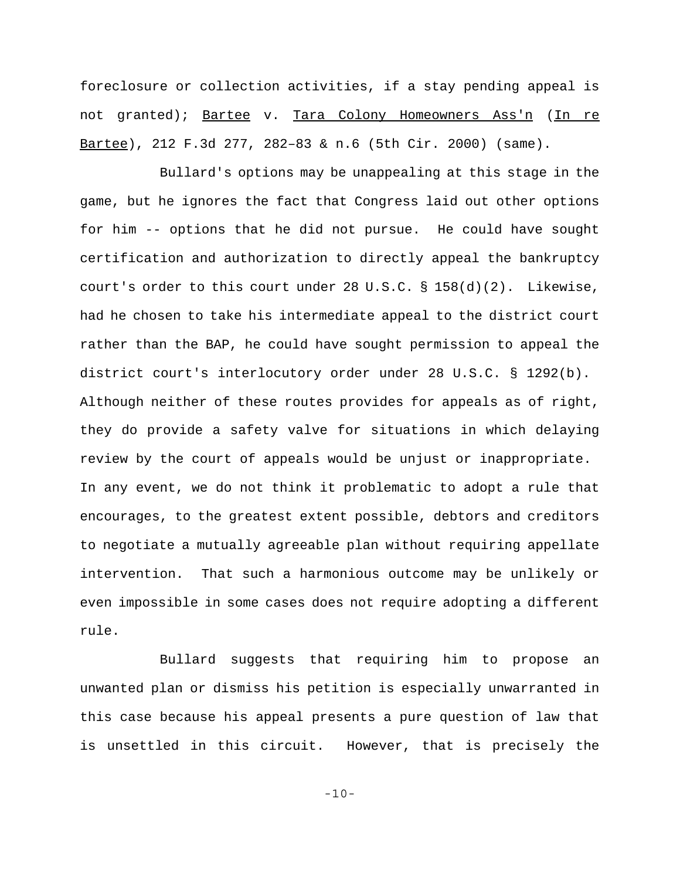foreclosure or collection activities, if a stay pending appeal is not granted); Bartee v. Tara Colony Homeowners Ass'n (In re Bartee), 212 F.3d 277, 282–83 & n.6 (5th Cir. 2000) (same).

Bullard's options may be unappealing at this stage in the game, but he ignores the fact that Congress laid out other options for him -- options that he did not pursue. He could have sought certification and authorization to directly appeal the bankruptcy court's order to this court under 28 U.S.C. § 158(d)(2). Likewise, had he chosen to take his intermediate appeal to the district court rather than the BAP, he could have sought permission to appeal the district court's interlocutory order under 28 U.S.C. § 1292(b). Although neither of these routes provides for appeals as of right, they do provide a safety valve for situations in which delaying review by the court of appeals would be unjust or inappropriate. In any event, we do not think it problematic to adopt a rule that encourages, to the greatest extent possible, debtors and creditors to negotiate a mutually agreeable plan without requiring appellate intervention. That such a harmonious outcome may be unlikely or even impossible in some cases does not require adopting a different rule.

Bullard suggests that requiring him to propose an unwanted plan or dismiss his petition is especially unwarranted in this case because his appeal presents a pure question of law that is unsettled in this circuit. However, that is precisely the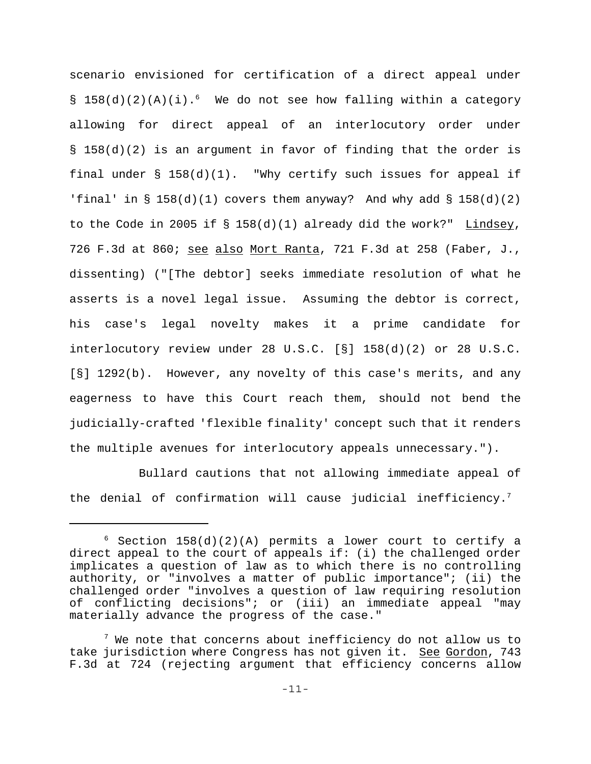scenario envisioned for certification of a direct appeal under § 158(d)(2)(A)(i).[6] We do not see how falling within a category allowing for direct appeal of an interlocutory order under § 158(d)(2) is an argument in favor of finding that the order is final under § 158(d)(1). "Why certify such issues for appeal if 'final' in § 158(d)(1) covers them anyway? And why add § 158(d)(2) to the Code in 2005 if § 158(d)(1) already did the work?" Lindsey, 726 F.3d at 860; see also Mort Ranta, 721 F.3d at 258 (Faber, J., dissenting) ("[The debtor] seeks immediate resolution of what he asserts is a novel legal issue. Assuming the debtor is correct, his case's legal novelty makes it a prime candidate for interlocutory review under 28 U.S.C. [§] 158(d)(2) or 28 U.S.C. [§] 1292(b). However, any novelty of this case's merits, and any eagerness to have this Court reach them, should not bend the judicially-crafted 'flexible finality' concept such that it renders the multiple avenues for interlocutory appeals unnecessary.").

Bullard cautions that not allowing immediate appeal of the denial of confirmation will cause judicial inefficiency.[7]

---

[6] Section 158(d)(2)(A) permits a lower court to certify a direct appeal to the court of appeals if: (i) the challenged order implicates a question of law as to which there is no controlling authority, or "involves a matter of public importance"; (ii) the challenged order "involves a question of law requiring resolution of conflicting decisions"; or (iii) an immediate appeal "may materially advance the progress of the case."

[7] We note that concerns about inefficiency do not allow us to take jurisdiction where Congress has not given it. See Gordon, 743 F.3d at 724 (rejecting argument that efficiency concerns allow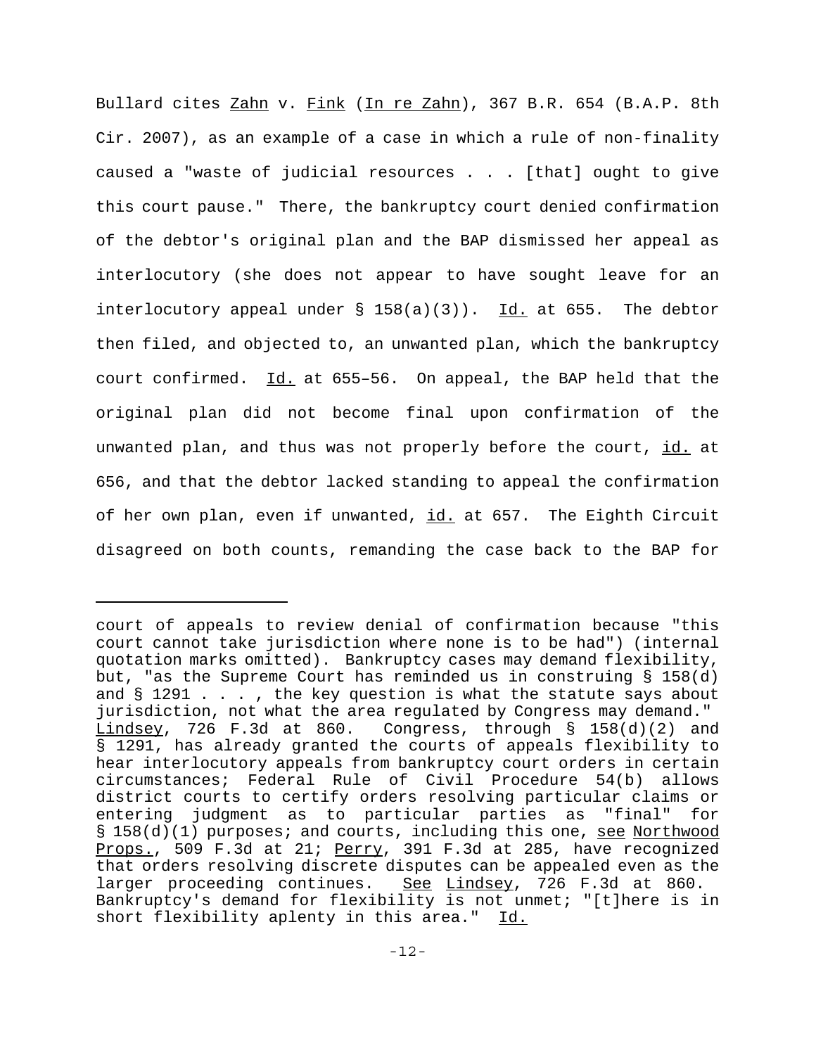Bullard cites Zahn v. Fink (In re Zahn), 367 B.R. 654 (B.A.P. 8th Cir. 2007), as an example of a case in which a rule of non-finality caused a "waste of judicial resources . . . [that] ought to give this court pause." There, the bankruptcy court denied confirmation of the debtor's original plan and the BAP dismissed her appeal as interlocutory (she does not appear to have sought leave for an interlocutory appeal under § 158(a)(3)). Id. at 655. The debtor then filed, and objected to, an unwanted plan, which the bankruptcy court confirmed. Id. at 655–56. On appeal, the BAP held that the original plan did not become final upon confirmation of the unwanted plan, and thus was not properly before the court, id. at 656, and that the debtor lacked standing to appeal the confirmation of her own plan, even if unwanted, id. at 657. The Eighth Circuit disagreed on both counts, remanding the case back to the BAP for

---

court of appeals to review denial of confirmation because "this court cannot take jurisdiction where none is to be had") (internal quotation marks omitted). Bankruptcy cases may demand flexibility, but, "as the Supreme Court has reminded us in construing § 158(d) and § 1291 . . . , the key question is what the statute says about jurisdiction, not what the area regulated by Congress may demand." Lindsey, 726 F.3d at 860. Congress, through § 158(d)(2) and § 1291, has already granted the courts of appeals flexibility to hear interlocutory appeals from bankruptcy court orders in certain circumstances; Federal Rule of Civil Procedure 54(b) allows district courts to certify orders resolving particular claims or entering judgment as to particular parties as "final" for § 158(d)(1) purposes; and courts, including this one, see Northwood Props., 509 F.3d at 21; Perry, 391 F.3d at 285, have recognized that orders resolving discrete disputes can be appealed even as the larger proceeding continues. See Lindsey, 726 F.3d at 860. Bankruptcy's demand for flexibility is not unmet; "[t]here is in short flexibility aplenty in this area." Id.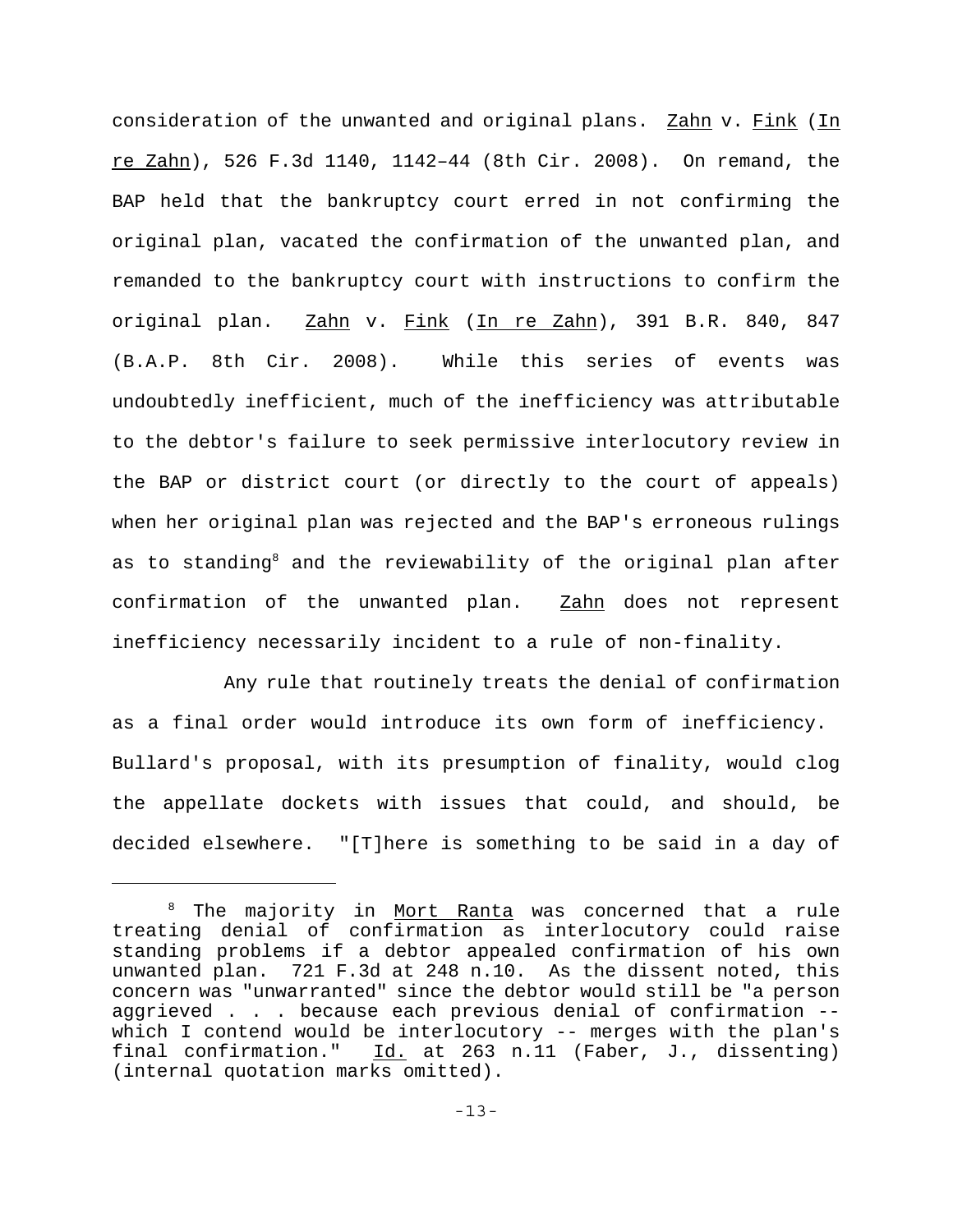consideration of the unwanted and original plans. Zahn v. Fink (In re Zahn), 526 F.3d 1140, 1142–44 (8th Cir. 2008). On remand, the BAP held that the bankruptcy court erred in not confirming the original plan, vacated the confirmation of the unwanted plan, and remanded to the bankruptcy court with instructions to confirm the original plan. Zahn v. Fink (In re Zahn), 391 B.R. 840, 847 (B.A.P. 8th Cir. 2008). While this series of events was undoubtedly inefficient, much of the inefficiency was attributable to the debtor's failure to seek permissive interlocutory review in the BAP or district court (or directly to the court of appeals) when her original plan was rejected and the BAP's erroneous rulings as to standing[8] and the reviewability of the original plan after confirmation of the unwanted plan. Zahn does not represent inefficiency necessarily incident to a rule of non-finality.

Any rule that routinely treats the denial of confirmation as a final order would introduce its own form of inefficiency. Bullard's proposal, with its presumption of finality, would clog the appellate dockets with issues that could, and should, be decided elsewhere. "[T]here is something to be said in a day of

---

[8] The majority in Mort Ranta was concerned that a rule treating denial of confirmation as interlocutory could raise standing problems if a debtor appealed confirmation of his own unwanted plan. 721 F.3d at 248 n.10. As the dissent noted, this concern was "unwarranted" since the debtor would still be "a person aggrieved . . . because each previous denial of confirmation -- which I contend would be interlocutory -- merges with the plan's final confirmation." Id. at 263 n.11 (Faber, J., dissenting) (internal quotation marks omitted).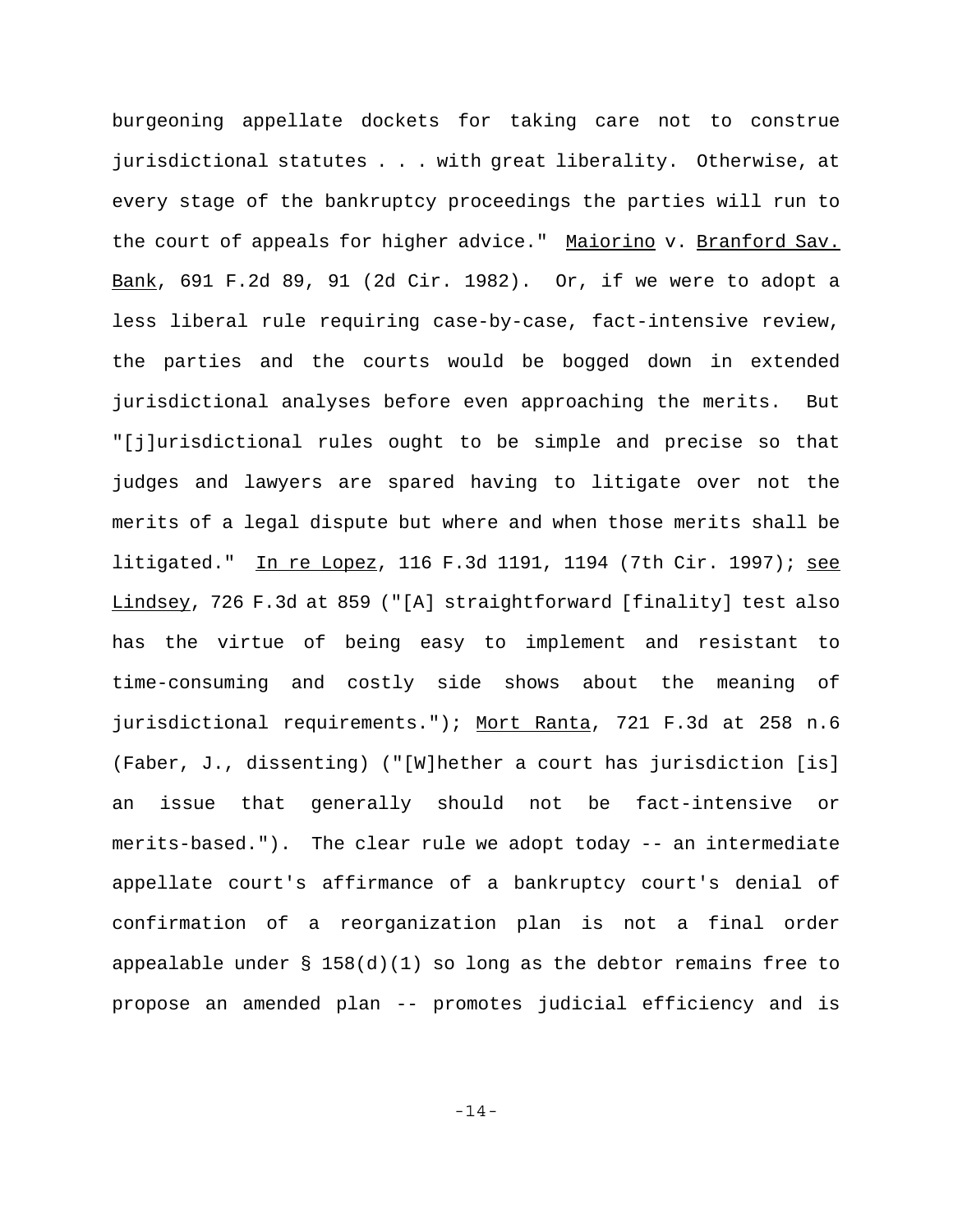burgeoning appellate dockets for taking care not to construe jurisdictional statutes . . . with great liberality. Otherwise, at every stage of the bankruptcy proceedings the parties will run to the court of appeals for higher advice." Maiorino v. Branford Sav. Bank, 691 F.2d 89, 91 (2d Cir. 1982). Or, if we were to adopt a less liberal rule requiring case-by-case, fact-intensive review, the parties and the courts would be bogged down in extended jurisdictional analyses before even approaching the merits. But "[j]urisdictional rules ought to be simple and precise so that judges and lawyers are spared having to litigate over not the merits of a legal dispute but where and when those merits shall be litigated." In re Lopez, 116 F.3d 1191, 1194 (7th Cir. 1997); see Lindsey, 726 F.3d at 859 ("[A] straightforward [finality] test also has the virtue of being easy to implement and resistant to time-consuming and costly side shows about the meaning of jurisdictional requirements."); Mort Ranta, 721 F.3d at 258 n.6 (Faber, J., dissenting) ("[W]hether a court has jurisdiction [is] an issue that generally should not be fact-intensive or merits-based."). The clear rule we adopt today -- an intermediate appellate court's affirmance of a bankruptcy court's denial of confirmation of a reorganization plan is not a final order appealable under § 158(d)(1) so long as the debtor remains free to propose an amended plan -- promotes judicial efficiency and is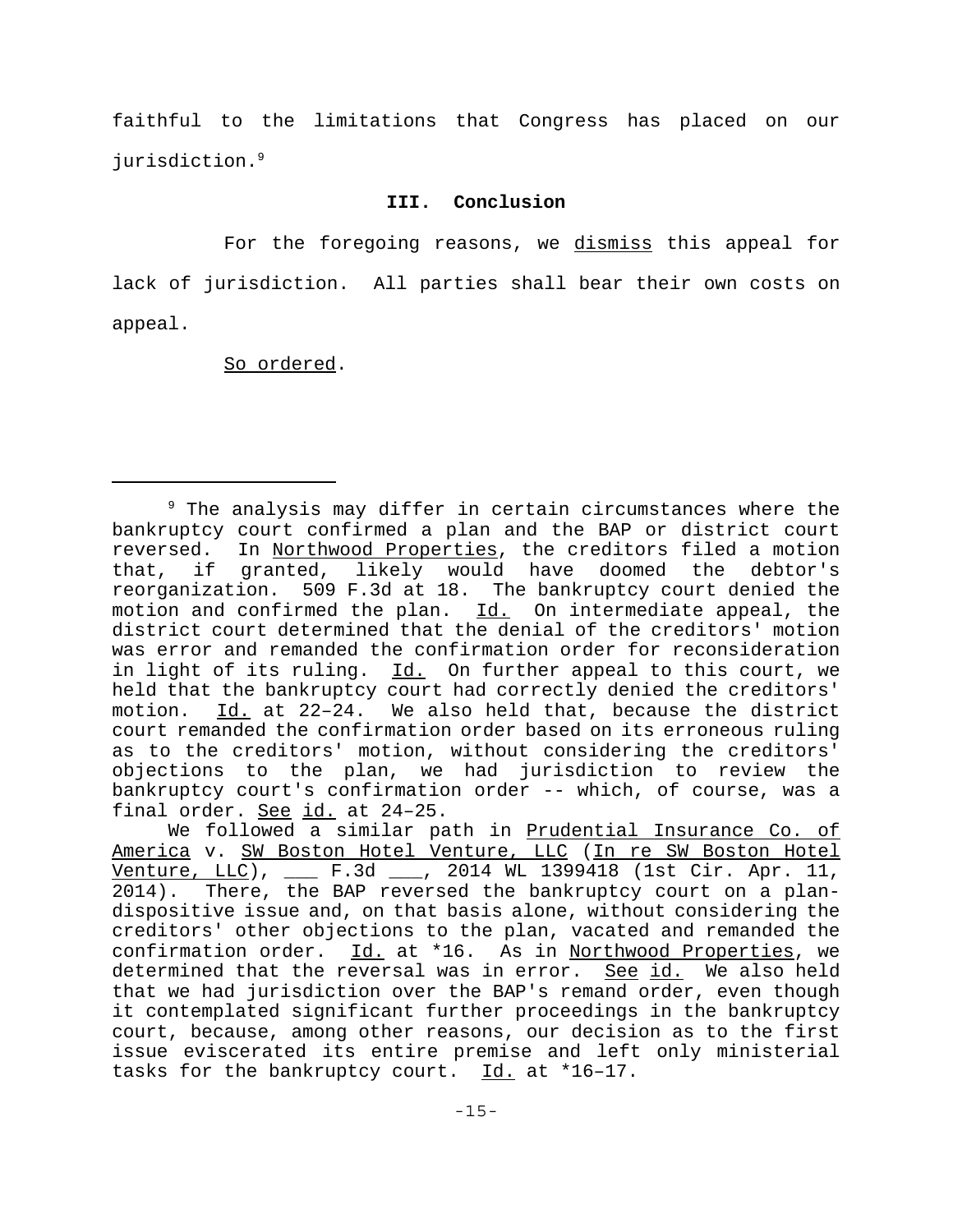faithful to the limitations that Congress has placed on our jurisdiction.[9]

### III. Conclusion

For the foregoing reasons, we dismiss this appeal for lack of jurisdiction. All parties shall bear their own costs on appeal.

So ordered.

---

[9] The analysis may differ in certain circumstances where the bankruptcy court confirmed a plan and the BAP or district court reversed. In Northwood Properties, the creditors filed a motion that, if granted, likely would have doomed the debtor's reorganization. 509 F.3d at 18. The bankruptcy court denied the motion and confirmed the plan. Id. On intermediate appeal, the district court determined that the denial of the creditors' motion was error and remanded the confirmation order for reconsideration in light of its ruling. Id. On further appeal to this court, we held that the bankruptcy court had correctly denied the creditors' motion. Id. at 22–24. We also held that, because the district court remanded the confirmation order based on its erroneous ruling as to the creditors' motion, without considering the creditors' objections to the plan, we had jurisdiction to review the bankruptcy court's confirmation order -- which, of course, was a final order. See id. at 24–25.

We followed a similar path in Prudential Insurance Co. of America v. SW Boston Hotel Venture, LLC (In re SW Boston Hotel Venture, LLC), ___ F.3d ___, 2014 WL 1399418 (1st Cir. Apr. 11, 2014). There, the BAP reversed the bankruptcy court on a plan-dispositive issue and, on that basis alone, without considering the creditors' other objections to the plan, vacated and remanded the confirmation order. Id. at *16. As in Northwood Properties, we determined that the reversal was in error. See id. We also held that we had jurisdiction over the BAP's remand order, even though it contemplated significant further proceedings in the bankruptcy court, because, among other reasons, our decision as to the first issue eviscerated its entire premise and left only ministerial tasks for the bankruptcy court. Id. at *16–17.